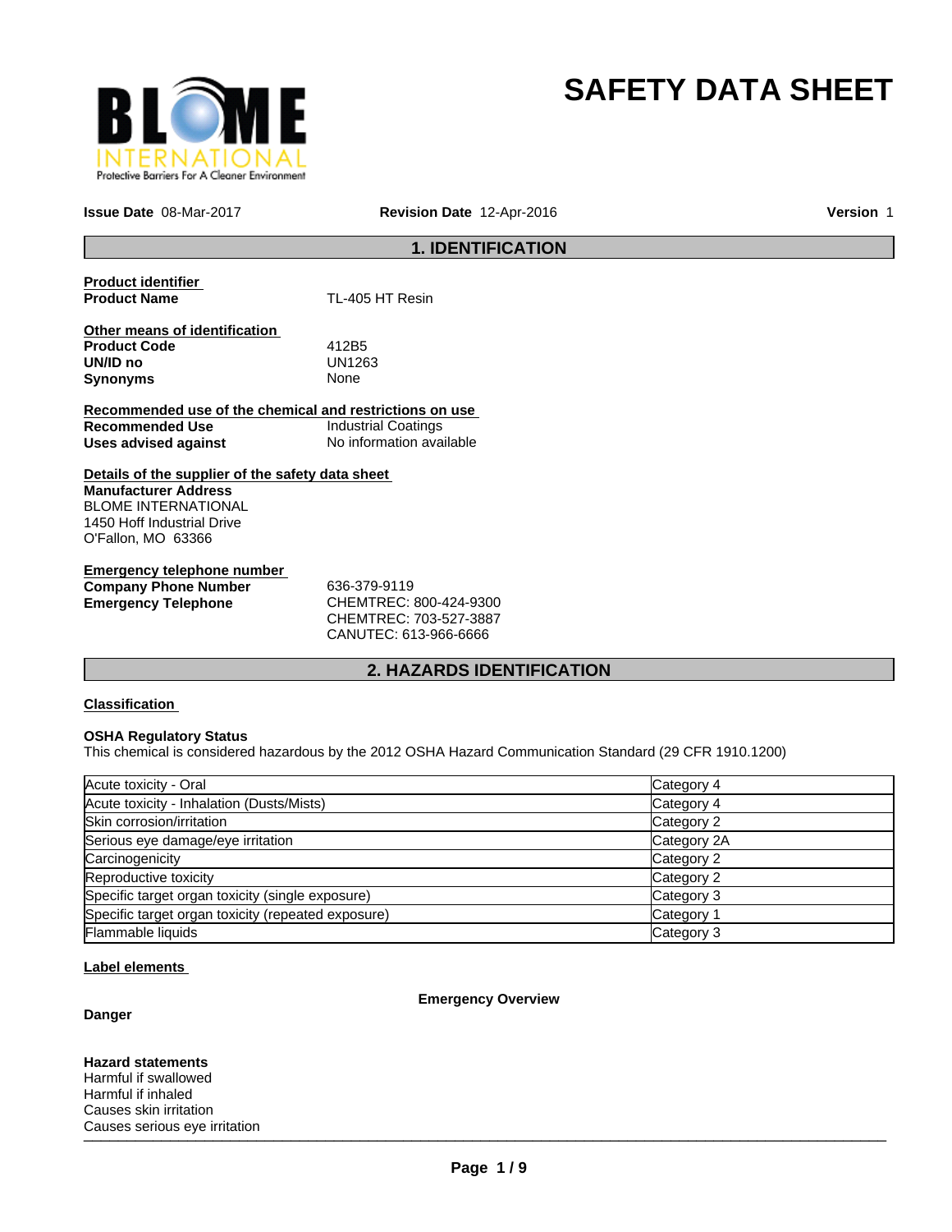# SAFETY DATA SHEET

**Issue Date** 08-Mar-2017 **Revision Date** 12-Apr-2016 **Version** 1

## 1. IDENTIFICATION

**Product identifier**

**Product Name** TL-405 HT Resin

**Other means of identification**

**Product Code** 412B5
**UN/ID no** UN1263
**Synonyms** None

**Recommended use of the chemical and restrictions on use**

**Recommended Use** Industrial Coatings
**Uses advised against** No information available

**Details of the supplier of the safety data sheet**

**Manufacturer Address**
BLOME INTERNATIONAL
1450 Hoff Industrial Drive
O'Fallon, MO 63366

**Emergency telephone number**

**Company Phone Number** 636-379-9119
**Emergency Telephone** CHEMTREC: 800-424-9300
CHEMTREC: 703-527-3887
CANUTEC: 613-966-6666

## 2. HAZARDS IDENTIFICATION

**Classification**

**OSHA Regulatory Status**
This chemical is considered hazardous by the 2012 OSHA Hazard Communication Standard (29 CFR 1910.1200)

| | |
|---|---|
| Acute toxicity - Oral | Category 4 |
| Acute toxicity - Inhalation (Dusts/Mists) | Category 4 |
| Skin corrosion/irritation | Category 2 |
| Serious eye damage/eye irritation | Category 2A |
| Carcinogenicity | Category 2 |
| Reproductive toxicity | Category 2 |
| Specific target organ toxicity (single exposure) | Category 3 |
| Specific target organ toxicity (repeated exposure) | Category 1 |
| Flammable liquids | Category 3 |

**Label elements**

**Emergency Overview**

**Danger**

**Hazard statements**
Harmful if swallowed
Harmful if inhaled
Causes skin irritation
Causes serious eye irritation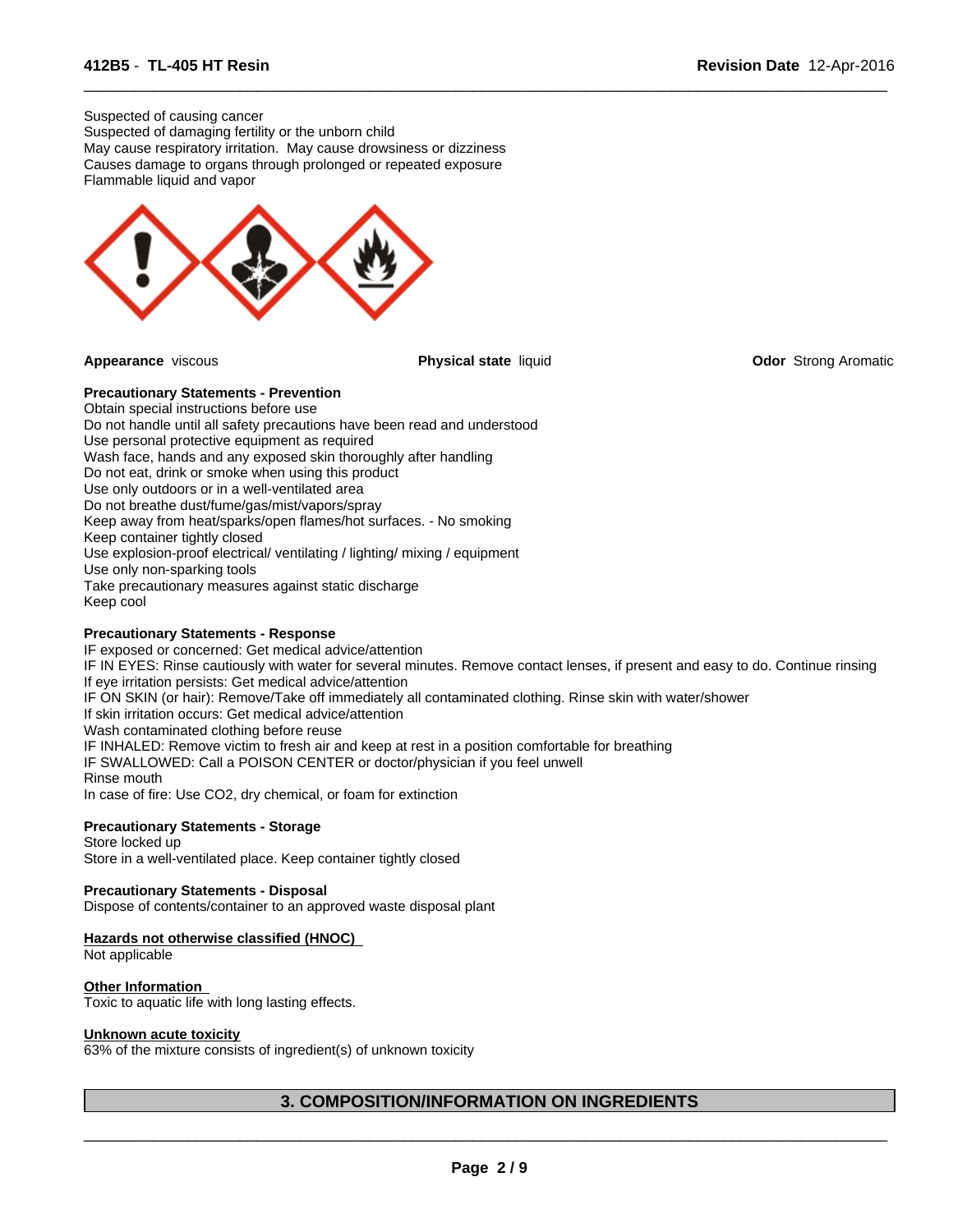Suspected of causing cancer
Suspected of damaging fertility or the unborn child
May cause respiratory irritation. May cause drowsiness or dizziness
Causes damage to organs through prolonged or repeated exposure
Flammable liquid and vapor

**Appearance** viscous

**Physical state** liquid

**Odor** Strong Aromatic

**Precautionary Statements - Prevention**

Obtain special instructions before use
Do not handle until all safety precautions have been read and understood
Use personal protective equipment as required
Wash face, hands and any exposed skin thoroughly after handling
Do not eat, drink or smoke when using this product
Use only outdoors or in a well-ventilated area
Do not breathe dust/fume/gas/mist/vapors/spray
Keep away from heat/sparks/open flames/hot surfaces. - No smoking
Keep container tightly closed
Use explosion-proof electrical/ ventilating / lighting/ mixing / equipment
Use only non-sparking tools
Take precautionary measures against static discharge
Keep cool

**Precautionary Statements - Response**

IF exposed or concerned: Get medical advice/attention
IF IN EYES: Rinse cautiously with water for several minutes. Remove contact lenses, if present and easy to do. Continue rinsing
If eye irritation persists: Get medical advice/attention
IF ON SKIN (or hair): Remove/Take off immediately all contaminated clothing. Rinse skin with water/shower
If skin irritation occurs: Get medical advice/attention
Wash contaminated clothing before reuse
IF INHALED: Remove victim to fresh air and keep at rest in a position comfortable for breathing
IF SWALLOWED: Call a POISON CENTER or doctor/physician if you feel unwell
Rinse mouth
In case of fire: Use CO2, dry chemical, or foam for extinction

**Precautionary Statements - Storage**

Store locked up
Store in a well-ventilated place. Keep container tightly closed

**Precautionary Statements - Disposal**

Dispose of contents/container to an approved waste disposal plant

**Hazards not otherwise classified (HNOC)**

Not applicable

**Other Information**

Toxic to aquatic life with long lasting effects.

**Unknown acute toxicity**

63% of the mixture consists of ingredient(s) of unknown toxicity

## 3. COMPOSITION/INFORMATION ON INGREDIENTS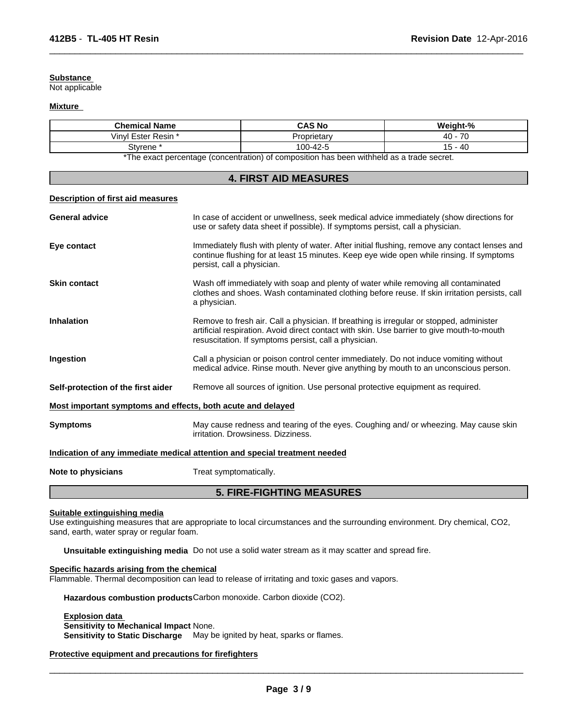**Substance**
Not applicable

**Mixture**

| Chemical Name | CAS No | Weight-% |
|---|---|---|
| Vinyl Ester Resin * | Proprietary | 40 - 70 |
| Styrene * | 100-42-5 | 15 - 40 |

*The exact percentage (concentration) of composition has been withheld as a trade secret.

## 4. FIRST AID MEASURES

**Description of first aid measures**

**General advice**
In case of accident or unwellness, seek medical advice immediately (show directions for use or safety data sheet if possible). If symptoms persist, call a physician.

**Eye contact**
Immediately flush with plenty of water. After initial flushing, remove any contact lenses and continue flushing for at least 15 minutes. Keep eye wide open while rinsing. If symptoms persist, call a physician.

**Skin contact**
Wash off immediately with soap and plenty of water while removing all contaminated clothes and shoes. Wash contaminated clothing before reuse. If skin irritation persists, call a physician.

**Inhalation**
Remove to fresh air. Call a physician. If breathing is irregular or stopped, administer artificial respiration. Avoid direct contact with skin. Use barrier to give mouth-to-mouth resuscitation. If symptoms persist, call a physician.

**Ingestion**
Call a physician or poison control center immediately. Do not induce vomiting without medical advice. Rinse mouth. Never give anything by mouth to an unconscious person.

**Self-protection of the first aider**
Remove all sources of ignition. Use personal protective equipment as required.

**Most important symptoms and effects, both acute and delayed**

**Symptoms**
May cause redness and tearing of the eyes. Coughing and/ or wheezing. May cause skin irritation. Drowsiness. Dizziness.

**Indication of any immediate medical attention and special treatment needed**

**Note to physicians**
Treat symptomatically.

## 5. FIRE-FIGHTING MEASURES

**Suitable extinguishing media**
Use extinguishing measures that are appropriate to local circumstances and the surrounding environment. Dry chemical, $CO_2$, sand, earth, water spray or regular foam.

**Unsuitable extinguishing media** Do not use a solid water stream as it may scatter and spread fire.

**Specific hazards arising from the chemical**
Flammable. Thermal decomposition can lead to release of irritating and toxic gases and vapors.

**Hazardous combustion products** Carbon monoxide. Carbon dioxide ($CO_2$).

**Explosion data**
**Sensitivity to Mechanical Impact** None.
**Sensitivity to Static Discharge** May be ignited by heat, sparks or flames.

**Protective equipment and precautions for firefighters**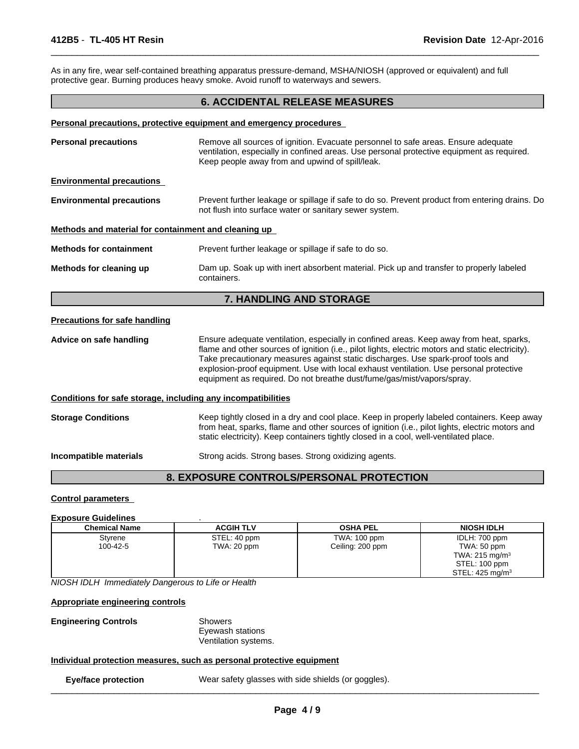As in any fire, wear self-contained breathing apparatus pressure-demand, MSHA/NIOSH (approved or equivalent) and full protective gear. Burning produces heavy smoke. Avoid runoff to waterways and sewers.

## 6. ACCIDENTAL RELEASE MEASURES

**Personal precautions, protective equipment and emergency procedures**

**Personal precautions** Remove all sources of ignition. Evacuate personnel to safe areas. Ensure adequate ventilation, especially in confined areas. Use personal protective equipment as required. Keep people away from and upwind of spill/leak.

**Environmental precautions**

**Environmental precautions** Prevent further leakage or spillage if safe to do so. Prevent product from entering drains. Do not flush into surface water or sanitary sewer system.

**Methods and material for containment and cleaning up**

**Methods for containment** Prevent further leakage or spillage if safe to do so.

**Methods for cleaning up** Dam up. Soak up with inert absorbent material. Pick up and transfer to properly labeled containers.

## 7. HANDLING AND STORAGE

**Precautions for safe handling**

**Advice on safe handling** Ensure adequate ventilation, especially in confined areas. Keep away from heat, sparks, flame and other sources of ignition (i.e., pilot lights, electric motors and static electricity). Take precautionary measures against static discharges. Use spark-proof tools and explosion-proof equipment. Use with local exhaust ventilation. Use personal protective equipment as required. Do not breathe dust/fume/gas/mist/vapors/spray.

**Conditions for safe storage, including any incompatibilities**

**Storage Conditions** Keep tightly closed in a dry and cool place. Keep in properly labeled containers. Keep away from heat, sparks, flame and other sources of ignition (i.e., pilot lights, electric motors and static electricity). Keep containers tightly closed in a cool, well-ventilated place.

**Incompatible materials** Strong acids. Strong bases. Strong oxidizing agents.

## 8. EXPOSURE CONTROLS/PERSONAL PROTECTION

**Control parameters**

**Exposure Guidelines** .

| Chemical Name | ACGIH TLV | OSHA PEL | NIOSH IDLH |
|---|---|---|---|
| Styrene<br>100-42-5 | STEL: 40 ppm<br>TWA: 20 ppm | TWA: 100 ppm<br>Ceiling: 200 ppm | IDLH: 700 ppm<br>TWA: 50 ppm<br>TWA: 215 mg/m$^3$<br>STEL: 100 ppm<br>STEL: 425 mg/m$^3$ |

*NIOSH IDLH Immediately Dangerous to Life or Health*

**Appropriate engineering controls**

**Engineering Controls** Showers
Eyewash stations
Ventilation systems.

**Individual protection measures, such as personal protective equipment**

**Eye/face protection** Wear safety glasses with side shields (or goggles).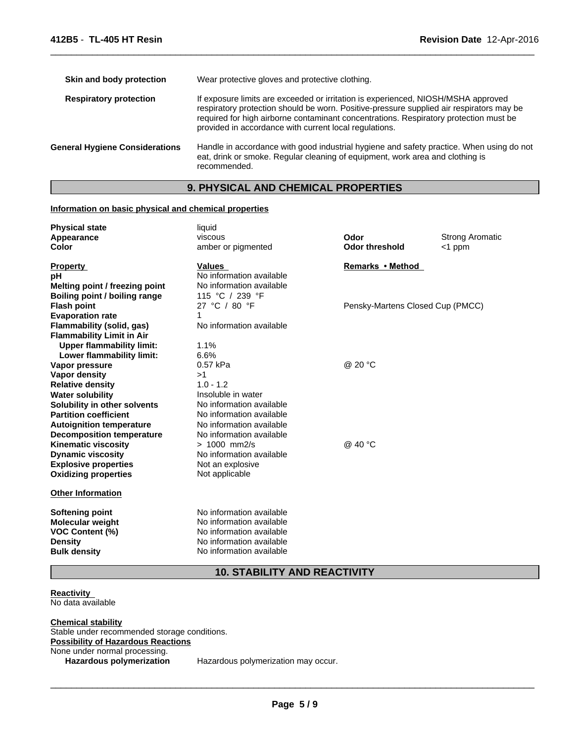| | |
|---|---|
| **Skin and body protection** | Wear protective gloves and protective clothing. |
| **Respiratory protection** | If exposure limits are exceeded or irritation is experienced, NIOSH/MSHA approved respiratory protection should be worn. Positive-pressure supplied air respirators may be required for high airborne contaminant concentrations. Respiratory protection must be provided in accordance with current local regulations. |
| **General Hygiene Considerations** | Handle in accordance with good industrial hygiene and safety practice. When using do not eat, drink or smoke. Regular cleaning of equipment, work area and clothing is recommended. |

## 9. PHYSICAL AND CHEMICAL PROPERTIES

**Information on basic physical and chemical properties**

| | | | |
|---|---|---|---|
| **Physical state** | liquid | | |
| **Appearance** | viscous | **Odor** | Strong Aromatic |
| **Color** | amber or pigmented | **Odor threshold** | <1 ppm |

| **Property** | **Values** | **Remarks • Method** |
|---|---|---|
| **pH** | No information available | |
| **Melting point / freezing point** | No information available | |
| **Boiling point / boiling range** | 115 °C / 239 °F | |
| **Flash point** | 27 °C / 80 °F | Pensky-Martens Closed Cup (PMCC) |
| **Evaporation rate** | 1 | |
| **Flammability (solid, gas)** | No information available | |
| **Flammability Limit in Air** | | |
| **Upper flammability limit:** | 1.1% | |
| **Lower flammability limit:** | 6.6% | |
| **Vapor pressure** | 0.57 kPa | @ 20 °C |
| **Vapor density** | >1 | |
| **Relative density** | 1.0 - 1.2 | |
| **Water solubility** | Insoluble in water | |
| **Solubility in other solvents** | No information available | |
| **Partition coefficient** | No information available | |
| **Autoignition temperature** | No information available | |
| **Decomposition temperature** | No information available | |
| **Kinematic viscosity** | > 1000 mm2/s | @ 40 °C |
| **Dynamic viscosity** | No information available | |
| **Explosive properties** | Not an explosive | |
| **Oxidizing properties** | Not applicable | |

**Other Information**

| | |
|---|---|
| **Softening point** | No information available |
| **Molecular weight** | No information available |
| **VOC Content (%)** | No information available |
| **Density** | No information available |
| **Bulk density** | No information available |

## 10. STABILITY AND REACTIVITY

**Reactivity**
No data available

**Chemical stability**
Stable under recommended storage conditions.

**Possibility of Hazardous Reactions**
None under normal processing.

**Hazardous polymerization** Hazardous polymerization may occur.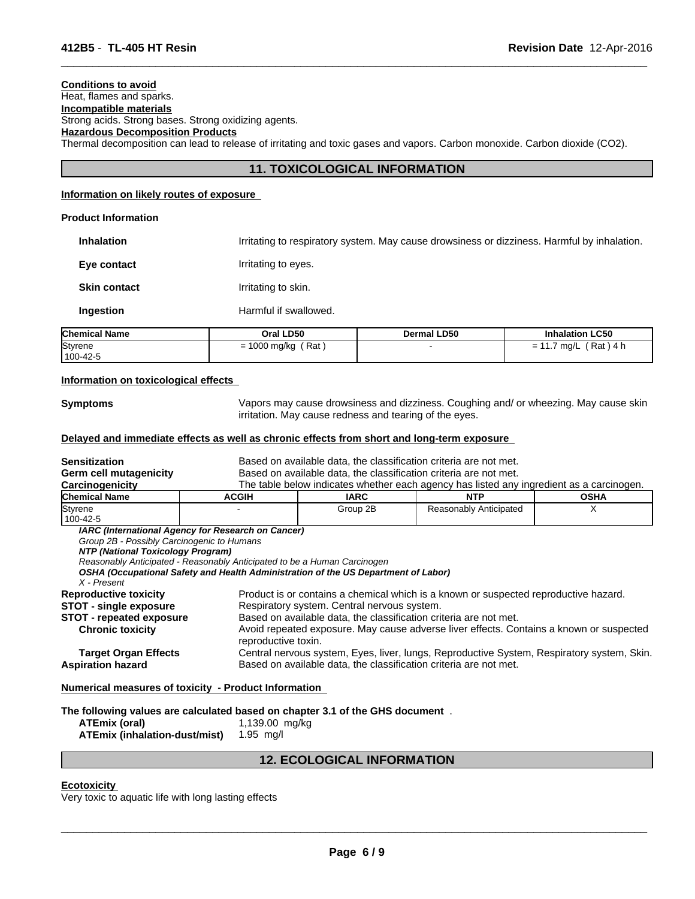**Conditions to avoid**
Heat, flames and sparks.

**Incompatible materials**
Strong acids. Strong bases. Strong oxidizing agents.

**Hazardous Decomposition Products**
Thermal decomposition can lead to release of irritating and toxic gases and vapors. Carbon monoxide. Carbon dioxide ($CO_2$).

## 11. TOXICOLOGICAL INFORMATION

**Information on likely routes of exposure**

**Product Information**

**Inhalation** Irritating to respiratory system. May cause drowsiness or dizziness. Harmful by inhalation.

**Eye contact** Irritating to eyes.

**Skin contact** Irritating to skin.

**Ingestion** Harmful if swallowed.

| Chemical Name | Oral LD50 | Dermal LD50 | Inhalation LC50 |
|---|---|---|---|
| Styrene<br>100-42-5 | = 1000 mg/kg ( Rat ) | - | = 11.7 mg/L ( Rat ) 4 h |

**Information on toxicological effects**

**Symptoms** Vapors may cause drowsiness and dizziness. Coughing and/ or wheezing. May cause skin irritation. May cause redness and tearing of the eyes.

**Delayed and immediate effects as well as chronic effects from short and long-term exposure**

**Sensitization** Based on available data, the classification criteria are not met.
**Germ cell mutagenicity** Based on available data, the classification criteria are not met.
**Carcinogenicity** The table below indicates whether each agency has listed any ingredient as a carcinogen.

| Chemical Name | ACGIH | IARC | NTP | OSHA |
|---|---|---|---|---|
| Styrene<br>100-42-5 | - | Group 2B | Reasonably Anticipated | X |

***IARC (International Agency for Research on Cancer)***
*Group 2B - Possibly Carcinogenic to Humans*
***NTP (National Toxicology Program)***
*Reasonably Anticipated - Reasonably Anticipated to be a Human Carcinogen*
***OSHA (Occupational Safety and Health Administration of the US Department of Labor)***
*X - Present*

**Reproductive toxicity** Product is or contains a chemical which is a known or suspected reproductive hazard.
**STOT - single exposure** Respiratory system. Central nervous system.
**STOT - repeated exposure** Based on available data, the classification criteria are not met.
**Chronic toxicity** Avoid repeated exposure. May cause adverse liver effects. Contains a known or suspected reproductive toxin.
**Target Organ Effects** Central nervous system, Eyes, liver, lungs, Reproductive System, Respiratory system, Skin.
**Aspiration hazard** Based on available data, the classification criteria are not met.

**Numerical measures of toxicity - Product Information**

**The following values are calculated based on chapter 3.1 of the GHS document** .
**ATEmix (oral)** 1,139.00 mg/kg
**ATEmix (inhalation-dust/mist)** 1.95 mg/l

## 12. ECOLOGICAL INFORMATION

**Ecotoxicity**
Very toxic to aquatic life with long lasting effects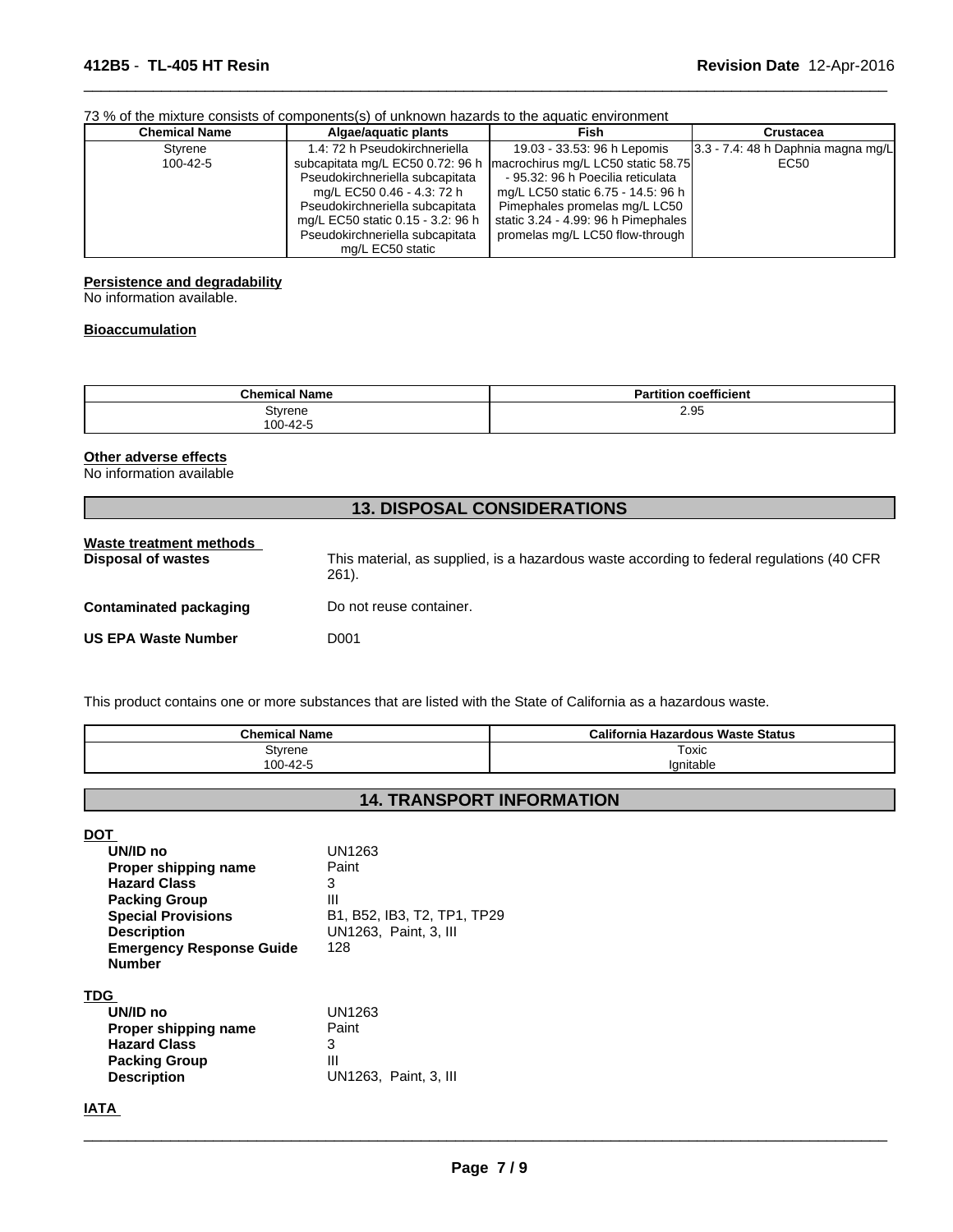73 % of the mixture consists of components(s) of unknown hazards to the aquatic environment

| Chemical Name | Algae/aquatic plants | Fish | Crustacea |
|---|---|---|---|
| Styrene 100-42-5 | 1.4: 72 h Pseudokirchneriella subcapitata mg/L EC50 0.72: 96 h Pseudokirchneriella subcapitata mg/L EC50 0.46 - 4.3: 72 h Pseudokirchneriella subcapitata mg/L EC50 static 0.15 - 3.2: 96 h Pseudokirchneriella subcapitata mg/L EC50 static | 19.03 - 33.53: 96 h Lepomis macrochirus mg/L LC50 static 58.75 - 95.32: 96 h Poecilia reticulata mg/L LC50 static 6.75 - 14.5: 96 h Pimephales promelas mg/L LC50 static 3.24 - 4.99: 96 h Pimephales promelas mg/L LC50 flow-through | 3.3 - 7.4: 48 h Daphnia magna mg/L EC50 |

**Persistence and degradability**

No information available.

**Bioaccumulation**

| Chemical Name | Partition coefficient |
|---|---|
| Styrene 100-42-5 | 2.95 |

**Other adverse effects**

No information available

## 13. DISPOSAL CONSIDERATIONS

**Waste treatment methods**

**Disposal of wastes** This material, as supplied, is a hazardous waste according to federal regulations (40 CFR 261).

**Contaminated packaging** Do not reuse container.

**US EPA Waste Number** D001

This product contains one or more substances that are listed with the State of California as a hazardous waste.

| Chemical Name | California Hazardous Waste Status |
|---|---|
| Styrene 100-42-5 | Toxic Ignitable |

## 14. TRANSPORT INFORMATION

**DOT**

**UN/ID no** UN1263
**Proper shipping name** Paint
**Hazard Class** 3
**Packing Group** III
**Special Provisions** B1, B52, IB3, T2, TP1, TP29
**Description** UN1263, Paint, 3, III
**Emergency Response Guide Number** 128

**TDG**

**UN/ID no** UN1263
**Proper shipping name** Paint
**Hazard Class** 3
**Packing Group** III
**Description** UN1263, Paint, 3, III

**IATA**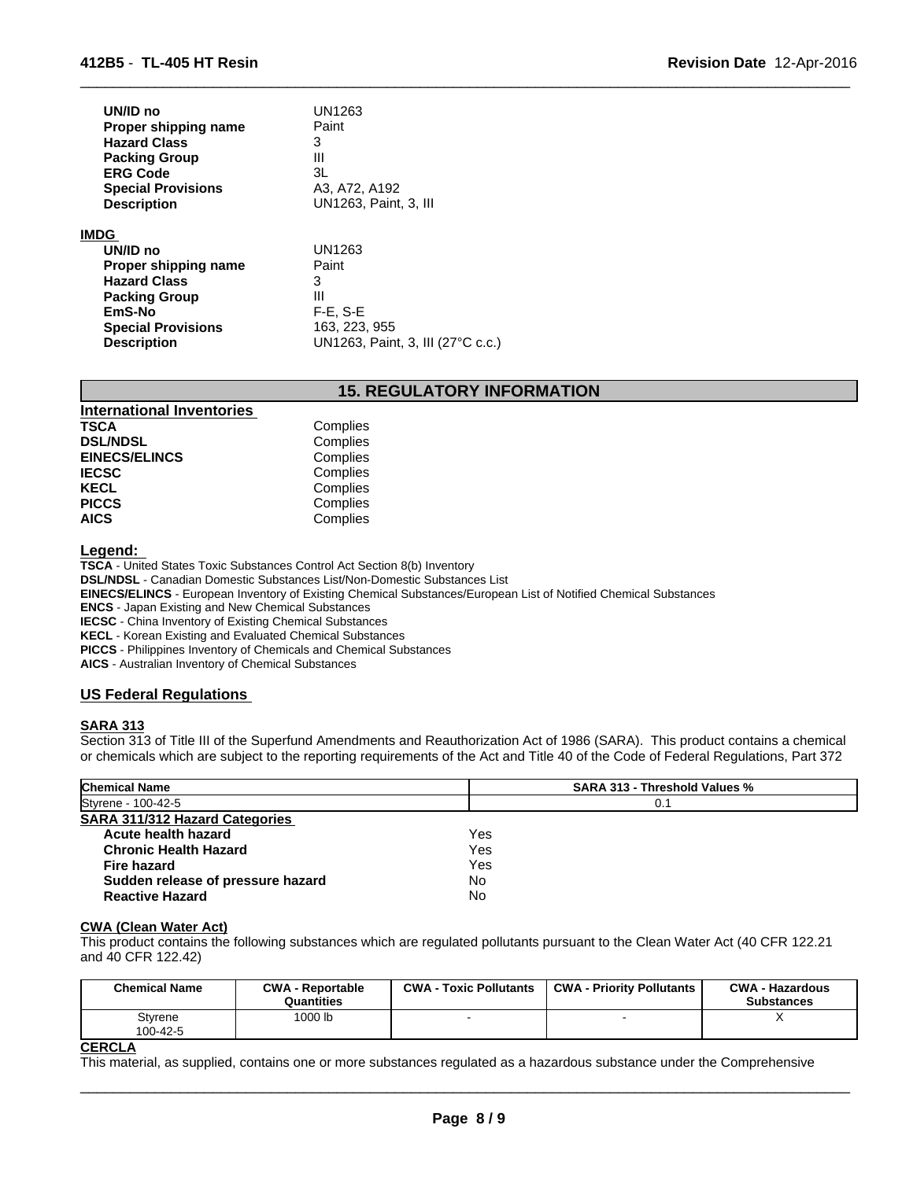| | |
|---|---|
| **UN/ID no** | UN1263 |
| **Proper shipping name** | Paint |
| **Hazard Class** | 3 |
| **Packing Group** | III |
| **ERG Code** | 3L |
| **Special Provisions** | A3, A72, A192 |
| **Description** | UN1263, Paint, 3, III |

**IMDG**

| | |
|---|---|
| **UN/ID no** | UN1263 |
| **Proper shipping name** | Paint |
| **Hazard Class** | 3 |
| **Packing Group** | III |
| **EmS-No** | F-E, S-E |
| **Special Provisions** | 163, 223, 955 |
| **Description** | UN1263, Paint, 3, III (27°C c.c.) |

## 15. REGULATORY INFORMATION

**International Inventories**

| | |
|---|---|
| **TSCA** | Complies |
| **DSL/NDSL** | Complies |
| **EINECS/ELINCS** | Complies |
| **IECSC** | Complies |
| **KECL** | Complies |
| **PICCS** | Complies |
| **AICS** | Complies |

**Legend:**

**TSCA** - United States Toxic Substances Control Act Section 8(b) Inventory
**DSL/NDSL** - Canadian Domestic Substances List/Non-Domestic Substances List
**EINECS/ELINCS** - European Inventory of Existing Chemical Substances/European List of Notified Chemical Substances
**ENCS** - Japan Existing and New Chemical Substances
**IECSC** - China Inventory of Existing Chemical Substances
**KECL** - Korean Existing and Evaluated Chemical Substances
**PICCS** - Philippines Inventory of Chemicals and Chemical Substances
**AICS** - Australian Inventory of Chemical Substances

### US Federal Regulations

**SARA 313**

Section 313 of Title III of the Superfund Amendments and Reauthorization Act of 1986 (SARA). This product contains a chemical or chemicals which are subject to the reporting requirements of the Act and Title 40 of the Code of Federal Regulations, Part 372

| Chemical Name | SARA 313 - Threshold Values % |
|---|---|
| Styrene - 100-42-5 | 0.1 |

**SARA 311/312 Hazard Categories**

| | |
|---|---|
| **Acute health hazard** | Yes |
| **Chronic Health Hazard** | Yes |
| **Fire hazard** | Yes |
| **Sudden release of pressure hazard** | No |
| **Reactive Hazard** | No |

**CWA (Clean Water Act)**

This product contains the following substances which are regulated pollutants pursuant to the Clean Water Act (40 CFR 122.21 and 40 CFR 122.42)

| Chemical Name | CWA - Reportable Quantities | CWA - Toxic Pollutants | CWA - Priority Pollutants | CWA - Hazardous Substances |
|---|---|---|---|---|
| Styrene 100-42-5 | 1000 lb | - | - | X |

**CERCLA**

This material, as supplied, contains one or more substances regulated as a hazardous substance under the Comprehensive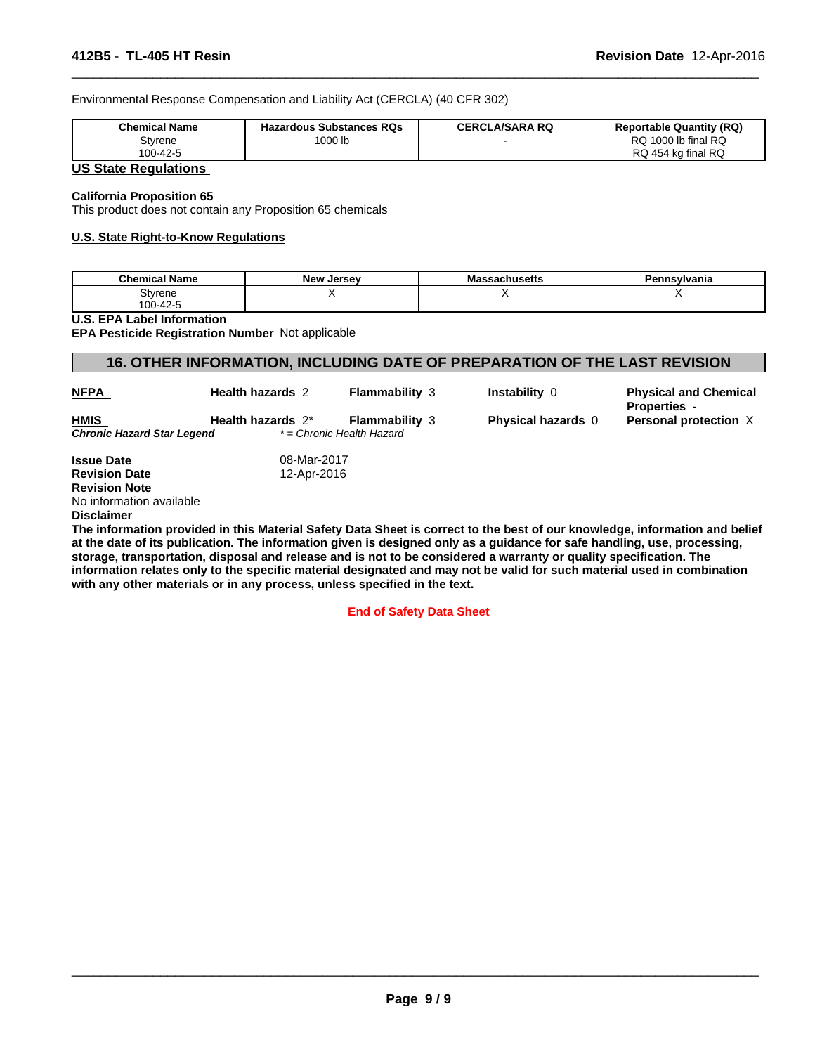Environmental Response Compensation and Liability Act (CERCLA) (40 CFR 302)

| Chemical Name | Hazardous Substances RQs | CERCLA/SARA RQ | Reportable Quantity (RQ) |
|---|---|---|---|
| Styrene<br>100-42-5 | 1000 lb | - | RQ 1000 lb final RQ<br>RQ 454 kg final RQ |

## US State Regulations

### California Proposition 65

This product does not contain any Proposition 65 chemicals

### U.S. State Right-to-Know Regulations

| Chemical Name | New Jersey | Massachusetts | Pennsylvania |
|---|---|---|---|
| Styrene<br>100-42-5 | X | X | X |

### U.S. EPA Label Information

**EPA Pesticide Registration Number** Not applicable

## 16. OTHER INFORMATION, INCLUDING DATE OF PREPARATION OF THE LAST REVISION

**NFPA** **Health hazards** 2 **Flammability** 3 **Instability** 0 **Physical and Chemical Properties** -

**HMIS** **Health hazards** 2* **Flammability** 3 **Physical hazards** 0 **Personal protection** X

***Chronic Hazard Star Legend*** *\* = Chronic Health Hazard*

**Issue Date** 08-Mar-2017
**Revision Date** 12-Apr-2016
**Revision Note**
No information available

**Disclaimer**

**The information provided in this Material Safety Data Sheet is correct to the best of our knowledge, information and belief at the date of its publication. The information given is designed only as a guidance for safe handling, use, processing, storage, transportation, disposal and release and is not to be considered a warranty or quality specification. The information relates only to the specific material designated and may not be valid for such material used in combination with any other materials or in any process, unless specified in the text.**

**End of Safety Data Sheet**